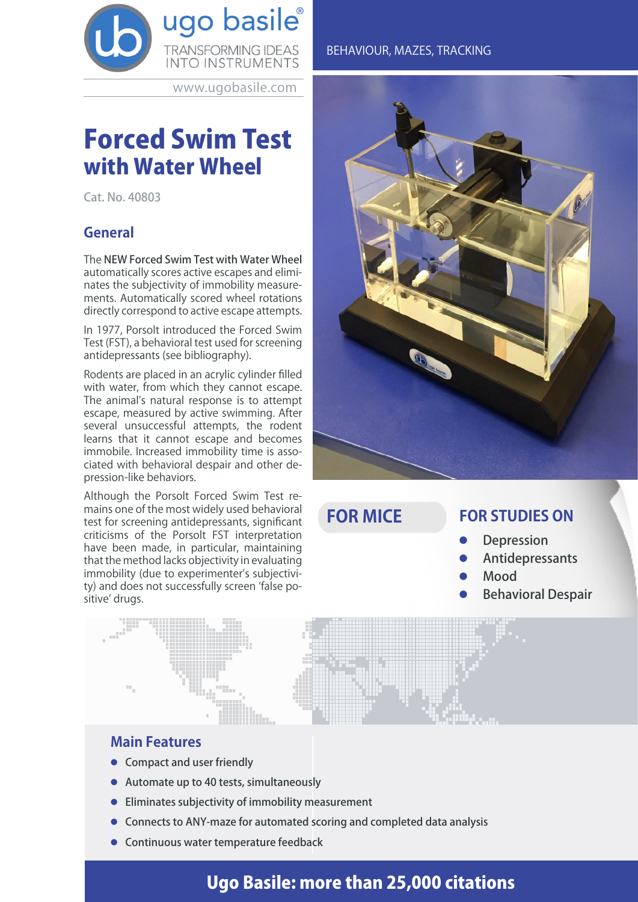ugo basile®
TRANSFORMING IDEAS INTO INSTRUMENTS

www.ugobasile.com

BEHAVIOUR, MAZES, TRACKING

# Forced Swim Test with Water Wheel

Cat. No. 40803

## General

The **NEW Forced Swim Test with Water Wheel** automatically scores active escapes and eliminates the subjectivity of immobility measurements. Automatically scored wheel rotations directly correspond to active escape attempts.

In 1977, Porsolt introduced the Forced Swim Test (FST), a behavioral test used for screening antidepressants (see bibliography).

Rodents are placed in an acrylic cylinder filled with water, from which they cannot escape. The animal's natural response is to attempt escape, measured by active swimming. After several unsuccessful attempts, the rodent learns that it cannot escape and becomes immobile. Increased immobility time is associated with behavioral despair and other depression-like behaviors.

Although the Porsolt Forced Swim Test remains one of the most widely used behavioral test for screening antidepressants, significant criticisms of the Porsolt FST interpretation have been made, in particular, maintaining that the method lacks objectivity in evaluating immobility (due to experimenter's subjectivity) and does not successfully screen 'false positive' drugs.

## FOR MICE

## FOR STUDIES ON

- Depression
- Antidepressants
- Mood
- Behavioral Despair

## Main Features

- Compact and user friendly
- Automate up to 40 tests, simultaneously
- Eliminates subjectivity of immobility measurement
- Connects to ANY-maze for automated scoring and completed data analysis
- Continuous water temperature feedback

**Ugo Basile: more than 25,000 citations**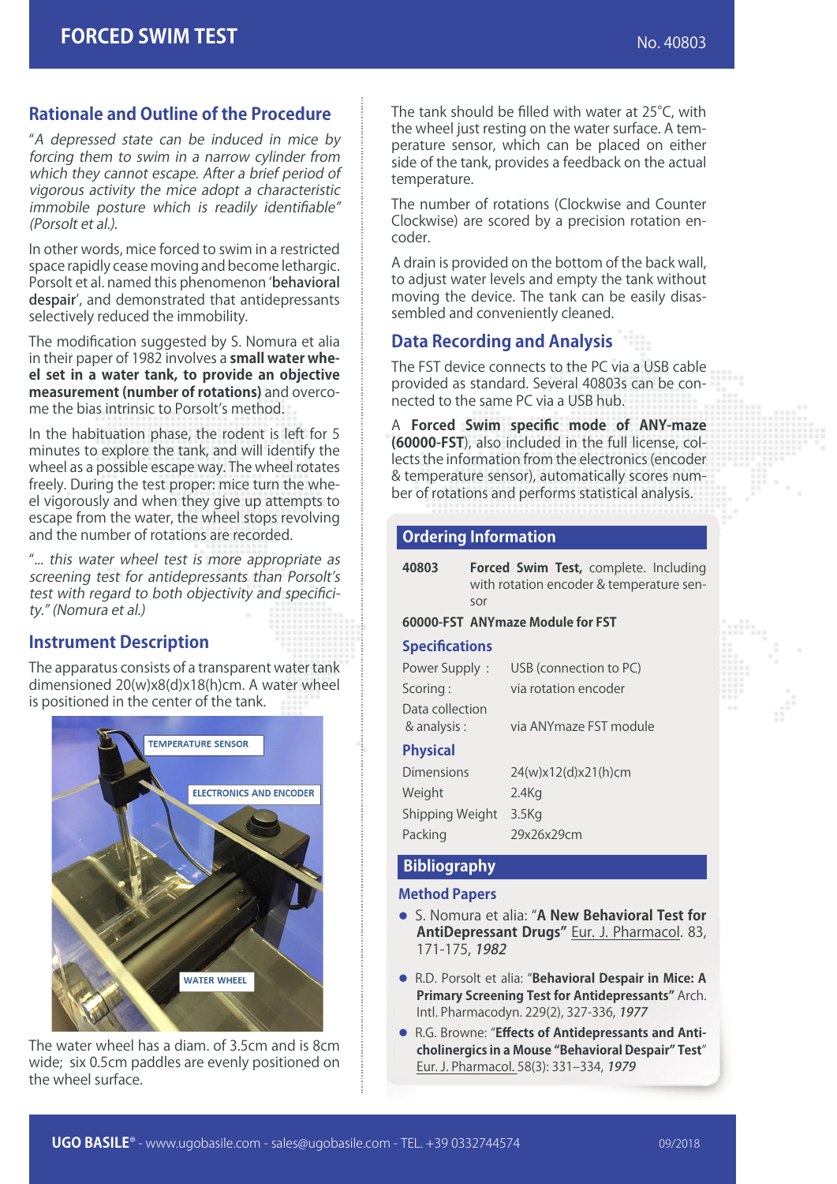# FORCED SWIM TEST

No. 40803

## Rationale and Outline of the Procedure

"*A depressed state can be induced in mice by forcing them to swim in a narrow cylinder from which they cannot escape. After a brief period of vigorous activity the mice adopt a characteristic immobile posture which is readily identifiable" (Porsolt et al.).*

In other words, mice forced to swim in a restricted space rapidly cease moving and become lethargic. Porsolt et al. named this phenomenon '**behavioral despair**', and demonstrated that antidepressants selectively reduced the immobility.

The modification suggested by S. Nomura et alia in their paper of 1982 involves a **small water wheel set in a water tank, to provide an objective measurement (number of rotations)** and overcome the bias intrinsic to Porsolt's method.

In the habituation phase, the rodent is left for 5 minutes to explore the tank, and will identify the wheel as a possible escape way. The wheel rotates freely. During the test proper: mice turn the wheel vigorously and when they give up attempts to escape from the water, the wheel stops revolving and the number of rotations are recorded.

"*... this water wheel test is more appropriate as screening test for antidepressants than Porsolt's test with regard to both objectivity and specificity." (Nomura et al.)*

## Instrument Description

The apparatus consists of a transparent water tank dimensioned 20(w)x8(d)x18(h)cm. A water wheel is positioned in the center of the tank.

TEMPERATURE SENSOR

ELECTRONICS AND ENCODER

WATER WHEEL

The water wheel has a diam. of 3.5cm and is 8cm wide; six 0.5cm paddles are evenly positioned on the wheel surface.

The tank should be filled with water at 25°C, with the wheel just resting on the water surface. A temperature sensor, which can be placed on either side of the tank, provides a feedback on the actual temperature.

The number of rotations (Clockwise and Counter Clockwise) are scored by a precision rotation encoder.

A drain is provided on the bottom of the back wall, to adjust water levels and empty the tank without moving the device. The tank can be easily disassembled and conveniently cleaned.

## Data Recording and Analysis

The FST device connects to the PC via a USB cable provided as standard. Several 40803s can be connected to the same PC via a USB hub.

A **Forced Swim specific mode of ANY-maze (60000-FST)**, also included in the full license, collects the information from the electronics (encoder & temperature sensor), automatically scores number of rotations and performs statistical analysis.

## Ordering Information

**40803** **Forced Swim Test,** complete. Including with rotation encoder & temperature sensor

**60000-FST ANYmaze Module for FST**

### Specifications

| | |
|---|---|
| Power Supply : | USB (connection to PC) |
| Scoring : | via rotation encoder |
| Data collection & analysis : | via ANYmaze FST module |

### Physical

| | |
|---|---|
| Dimensions | 24(w)x12(d)x21(h)cm |
| Weight | 2.4Kg |
| Shipping Weight | 3.5Kg |
| Packing | 29x26x29cm |

## Bibliography

### Method Papers

- S. Nomura et alia: "**A New Behavioral Test for AntiDepressant Drugs"** Eur. J. Pharmacol. 83, 171-175, *1982*
- R.D. Porsolt et alia: "**Behavioral Despair in Mice: A Primary Screening Test for Antidepressants"** Arch. Intl. Pharmacodyn. 229(2), 327-336, *1977*
- R.G. Browne: "**Effects of Antidepressants and Anticholinergics in a Mouse "Behavioral Despair" Test**" Eur. J. Pharmacol. 58(3): 331–334, *1979*

**UGO BASILE**® - www.ugobasile.com - sales@ugobasile.com - TEL. +39 0332744574

09/2018